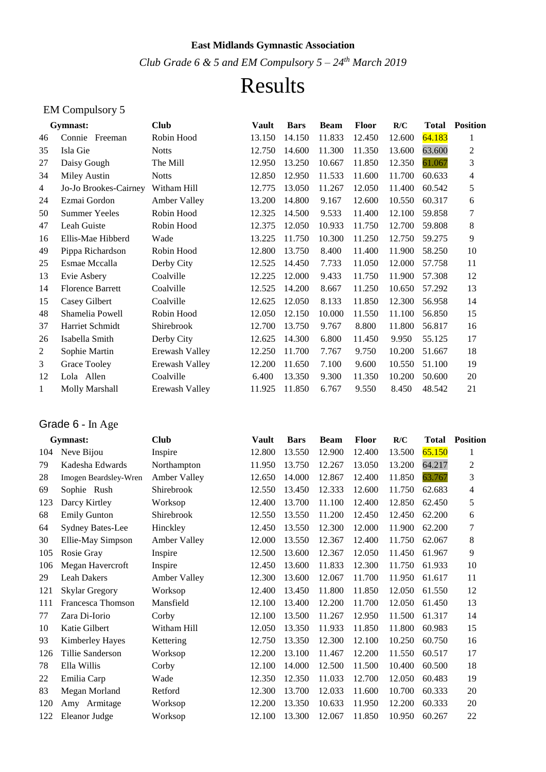**East Midlands Gymnastic Association**

*Club Grade 6 & 5 and EM Compulsory 5 – 24th March 2019*

# Results

## EM Compulsory 5

| | Gymnast: | Club | Vault | Bars | Beam | Floor | R/C | Total | Position |
|---|---|---|---|---|---|---|---|---|---|
| 46 | Connie Freeman | Robin Hood | 13.150 | 14.150 | 11.833 | 12.450 | 12.600 | 64.183 | 1 |
| 35 | Isla Gie | Notts | 12.750 | 14.600 | 11.300 | 11.350 | 13.600 | 63.600 | 2 |
| 27 | Daisy Gough | The Mill | 12.950 | 13.250 | 10.667 | 11.850 | 12.350 | 61.067 | 3 |
| 34 | Miley Austin | Notts | 12.850 | 12.950 | 11.533 | 11.600 | 11.700 | 60.633 | 4 |
| 4 | Jo-Jo Brookes-Cairney | Witham Hill | 12.775 | 13.050 | 11.267 | 12.050 | 11.400 | 60.542 | 5 |
| 24 | Ezmai Gordon | Amber Valley | 13.200 | 14.800 | 9.167 | 12.600 | 10.550 | 60.317 | 6 |
| 50 | Summer Yeeles | Robin Hood | 12.325 | 14.500 | 9.533 | 11.400 | 12.100 | 59.858 | 7 |
| 47 | Leah Guiste | Robin Hood | 12.375 | 12.050 | 10.933 | 11.750 | 12.700 | 59.808 | 8 |
| 16 | Ellis-Mae Hibberd | Wade | 13.225 | 11.750 | 10.300 | 11.250 | 12.750 | 59.275 | 9 |
| 49 | Pippa Richardson | Robin Hood | 12.800 | 13.750 | 8.400 | 11.400 | 11.900 | 58.250 | 10 |
| 25 | Esmae Mccalla | Derby City | 12.525 | 14.450 | 7.733 | 11.050 | 12.000 | 57.758 | 11 |
| 13 | Evie Asbery | Coalville | 12.225 | 12.000 | 9.433 | 11.750 | 11.900 | 57.308 | 12 |
| 14 | Florence Barrett | Coalville | 12.525 | 14.200 | 8.667 | 11.250 | 10.650 | 57.292 | 13 |
| 15 | Casey Gilbert | Coalville | 12.625 | 12.050 | 8.133 | 11.850 | 12.300 | 56.958 | 14 |
| 48 | Shamelia Powell | Robin Hood | 12.050 | 12.150 | 10.000 | 11.550 | 11.100 | 56.850 | 15 |
| 37 | Harriet Schmidt | Shirebrook | 12.700 | 13.750 | 9.767 | 8.800 | 11.800 | 56.817 | 16 |
| 26 | Isabella Smith | Derby City | 12.625 | 14.300 | 6.800 | 11.450 | 9.950 | 55.125 | 17 |
| 2 | Sophie Martin | Erewash Valley | 12.250 | 11.700 | 7.767 | 9.750 | 10.200 | 51.667 | 18 |
| 3 | Grace Tooley | Erewash Valley | 12.200 | 11.650 | 7.100 | 9.600 | 10.550 | 51.100 | 19 |
| 12 | Lola Allen | Coalville | 6.400 | 13.350 | 9.300 | 11.350 | 10.200 | 50.600 | 20 |
| 1 | Molly Marshall | Erewash Valley | 11.925 | 11.850 | 6.767 | 9.550 | 8.450 | 48.542 | 21 |

## Grade 6 - In Age

| | Gymnast: | Club | Vault | Bars | Beam | Floor | R/C | Total | Position |
|---|---|---|---|---|---|---|---|---|---|
| 104 | Neve Bijou | Inspire | 12.800 | 13.550 | 12.900 | 12.400 | 13.500 | 65.150 | 1 |
| 79 | Kadesha Edwards | Northampton | 11.950 | 13.750 | 12.267 | 13.050 | 13.200 | 64.217 | 2 |
| 28 | Imogen Beardsley-Wren | Amber Valley | 12.650 | 14.000 | 12.867 | 12.400 | 11.850 | 63.767 | 3 |
| 69 | Sophie Rush | Shirebrook | 12.550 | 13.450 | 12.333 | 12.600 | 11.750 | 62.683 | 4 |
| 123 | Darcy Kirtley | Workspo | 12.400 | 13.700 | 11.100 | 12.400 | 12.850 | 62.450 | 5 |
| 68 | Emily Gunton | Shirebrook | 12.550 | 13.550 | 11.200 | 12.450 | 12.450 | 62.200 | 6 |
| 64 | Sydney Bates-Lee | Hinckley | 12.450 | 13.550 | 12.300 | 12.000 | 11.900 | 62.200 | 7 |
| 30 | Ellie-May Simpson | Amber Valley | 12.000 | 13.550 | 12.367 | 12.400 | 11.750 | 62.067 | 8 |
| 105 | Rosie Gray | Inspire | 12.500 | 13.600 | 12.367 | 12.050 | 11.450 | 61.967 | 9 |
| 106 | Megan Havercroft | Inspire | 12.450 | 13.600 | 11.833 | 12.300 | 11.750 | 61.933 | 10 |
| 29 | Leah Dakers | Amber Valley | 12.300 | 13.600 | 12.067 | 11.700 | 11.950 | 61.617 | 11 |
| 121 | Skylar Gregory | Workspo | 12.400 | 13.450 | 11.800 | 11.850 | 12.050 | 61.550 | 12 |
| 111 | Francesca Thomson | Mansfield | 12.100 | 13.400 | 12.200 | 11.700 | 12.050 | 61.450 | 13 |
| 77 | Zara Di-Iorio | Corby | 12.100 | 13.500 | 11.267 | 12.950 | 11.500 | 61.317 | 14 |
| 10 | Katie Gilbert | Witham Hill | 12.050 | 13.350 | 11.933 | 11.850 | 11.800 | 60.983 | 15 |
| 93 | Kimberley Hayes | Kettering | 12.750 | 13.350 | 12.300 | 12.100 | 10.250 | 60.750 | 16 |
| 126 | Tillie Sanderson | Workspo | 12.200 | 13.100 | 11.467 | 12.200 | 11.550 | 60.517 | 17 |
| 78 | Ella Willis | Corby | 12.100 | 14.000 | 12.500 | 11.500 | 10.400 | 60.500 | 18 |
| 22 | Emilia Carp | Wade | 12.350 | 12.350 | 11.033 | 12.700 | 12.050 | 60.483 | 19 |
| 83 | Megan Morland | Retford | 12.300 | 13.700 | 12.033 | 11.600 | 10.700 | 60.333 | 20 |
| 120 | Amy Armitage | Workspo | 12.200 | 13.350 | 10.633 | 11.950 | 12.200 | 60.333 | 20 |
| 122 | Eleanor Judge | Workspo | 12.100 | 13.300 | 12.067 | 11.850 | 10.950 | 60.267 | 22 |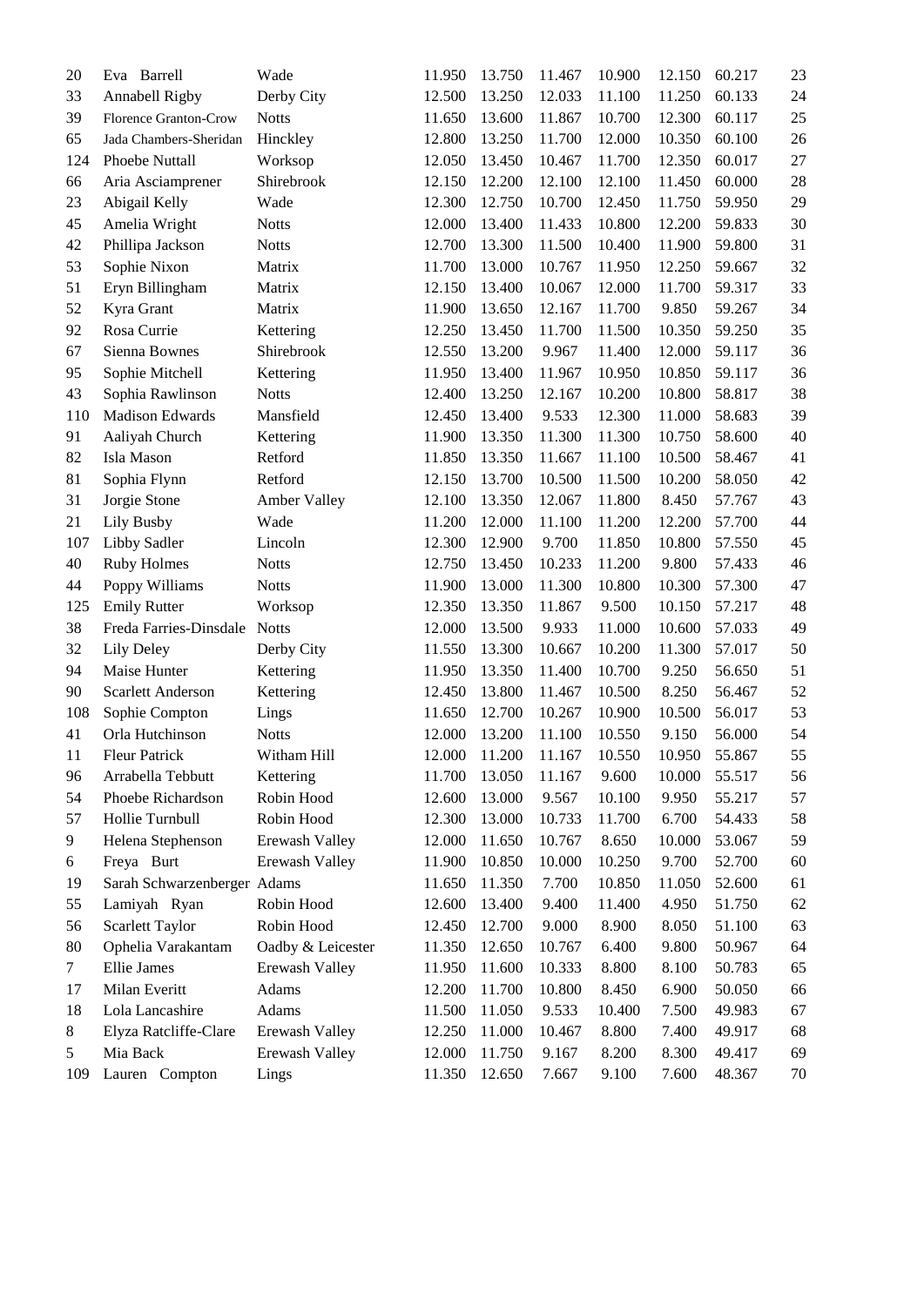| | | | | | | | | | |
|---|---|---|---|---|---|---|---|---|---|
| 20 | Eva Barrell | Wade | 11.950 | 13.750 | 11.467 | 10.900 | 12.150 | 60.217 | 23 |
| 33 | Annabell Rigby | Derby City | 12.500 | 13.250 | 12.033 | 11.100 | 11.250 | 60.133 | 24 |
| 39 | Florence Granton-Crow | Notts | 11.650 | 13.600 | 11.867 | 10.700 | 12.300 | 60.117 | 25 |
| 65 | Jada Chambers-Sheridan | Hinckley | 12.800 | 13.250 | 11.700 | 12.000 | 10.350 | 60.100 | 26 |
| 124 | Phoebe Nuttall | Worksop | 12.050 | 13.450 | 10.467 | 11.700 | 12.350 | 60.017 | 27 |
| 66 | Aria Asciamprener | Shirebrook | 12.150 | 12.200 | 12.100 | 12.100 | 11.450 | 60.000 | 28 |
| 23 | Abigail Kelly | Wade | 12.300 | 12.750 | 10.700 | 12.450 | 11.750 | 59.950 | 29 |
| 45 | Amelia Wright | Notts | 12.000 | 13.400 | 11.433 | 10.800 | 12.200 | 59.833 | 30 |
| 42 | Phillipa Jackson | Notts | 12.700 | 13.300 | 11.500 | 10.400 | 11.900 | 59.800 | 31 |
| 53 | Sophie Nixon | Matrix | 11.700 | 13.000 | 10.767 | 11.950 | 12.250 | 59.667 | 32 |
| 51 | Eryn Billingham | Matrix | 12.150 | 13.400 | 10.067 | 12.000 | 11.700 | 59.317 | 33 |
| 52 | Kyra Grant | Matrix | 11.900 | 13.650 | 12.167 | 11.700 | 9.850 | 59.267 | 34 |
| 92 | Rosa Currie | Kettering | 12.250 | 13.450 | 11.700 | 11.500 | 10.350 | 59.250 | 35 |
| 67 | Sienna Bownes | Shirebrook | 12.550 | 13.200 | 9.967 | 11.400 | 12.000 | 59.117 | 36 |
| 95 | Sophie Mitchell | Kettering | 11.950 | 13.400 | 11.967 | 10.950 | 10.850 | 59.117 | 36 |
| 43 | Sophia Rawlinson | Notts | 12.400 | 13.250 | 12.167 | 10.200 | 10.800 | 58.817 | 38 |
| 110 | Madison Edwards | Mansfield | 12.450 | 13.400 | 9.533 | 12.300 | 11.000 | 58.683 | 39 |
| 91 | Aaliyah Church | Kettering | 11.900 | 13.350 | 11.300 | 11.300 | 10.750 | 58.600 | 40 |
| 82 | Isla Mason | Retford | 11.850 | 13.350 | 11.667 | 11.100 | 10.500 | 58.467 | 41 |
| 81 | Sophia Flynn | Retford | 12.150 | 13.700 | 10.500 | 11.500 | 10.200 | 58.050 | 42 |
| 31 | Jorgie Stone | Amber Valley | 12.100 | 13.350 | 12.067 | 11.800 | 8.450 | 57.767 | 43 |
| 21 | Lily Busby | Wade | 11.200 | 12.000 | 11.100 | 11.200 | 12.200 | 57.700 | 44 |
| 107 | Libby Sadler | Lincoln | 12.300 | 12.900 | 9.700 | 11.850 | 10.800 | 57.550 | 45 |
| 40 | Ruby Holmes | Notts | 12.750 | 13.450 | 10.233 | 11.200 | 9.800 | 57.433 | 46 |
| 44 | Poppy Williams | Notts | 11.900 | 13.000 | 11.300 | 10.800 | 10.300 | 57.300 | 47 |
| 125 | Emily Rutter | Worksop | 12.350 | 13.350 | 11.867 | 9.500 | 10.150 | 57.217 | 48 |
| 38 | Freda Farries-Dinsdale | Notts | 12.000 | 13.500 | 9.933 | 11.000 | 10.600 | 57.033 | 49 |
| 32 | Lily Deley | Derby City | 11.550 | 13.300 | 10.667 | 10.200 | 11.300 | 57.017 | 50 |
| 94 | Maise Hunter | Kettering | 11.950 | 13.350 | 11.400 | 10.700 | 9.250 | 56.650 | 51 |
| 90 | Scarlett Anderson | Kettering | 12.450 | 13.800 | 11.467 | 10.500 | 8.250 | 56.467 | 52 |
| 108 | Sophie Compton | Lings | 11.650 | 12.700 | 10.267 | 10.900 | 10.500 | 56.017 | 53 |
| 41 | Orla Hutchinson | Notts | 12.000 | 13.200 | 11.100 | 10.550 | 9.150 | 56.000 | 54 |
| 11 | Fleur Patrick | Witham Hill | 12.000 | 11.200 | 11.167 | 10.550 | 10.950 | 55.867 | 55 |
| 96 | Arrabella Tebbutt | Kettering | 11.700 | 13.050 | 11.167 | 9.600 | 10.000 | 55.517 | 56 |
| 54 | Phoebe Richardson | Robin Hood | 12.600 | 13.000 | 9.567 | 10.100 | 9.950 | 55.217 | 57 |
| 57 | Hollie Turnbull | Robin Hood | 12.300 | 13.000 | 10.733 | 11.700 | 6.700 | 54.433 | 58 |
| 9 | Helena Stephenson | Erewash Valley | 12.000 | 11.650 | 10.767 | 8.650 | 10.000 | 53.067 | 59 |
| 6 | Freya Burt | Erewash Valley | 11.900 | 10.850 | 10.000 | 10.250 | 9.700 | 52.700 | 60 |
| 19 | Sarah Schwarzenberger | Adams | 11.650 | 11.350 | 7.700 | 10.850 | 11.050 | 52.600 | 61 |
| 55 | Lamiyah Ryan | Robin Hood | 12.600 | 13.400 | 9.400 | 11.400 | 4.950 | 51.750 | 62 |
| 56 | Scarlett Taylor | Robin Hood | 12.450 | 12.700 | 9.000 | 8.900 | 8.050 | 51.100 | 63 |
| 80 | Ophelia Varakantam | Oadby & Leicester | 11.350 | 12.650 | 10.767 | 6.400 | 9.800 | 50.967 | 64 |
| 7 | Ellie James | Erewash Valley | 11.950 | 11.600 | 10.333 | 8.800 | 8.100 | 50.783 | 65 |
| 17 | Milan Everitt | Adams | 12.200 | 11.700 | 10.800 | 8.450 | 6.900 | 50.050 | 66 |
| 18 | Lola Lancashire | Adams | 11.500 | 11.050 | 9.533 | 10.400 | 7.500 | 49.983 | 67 |
| 8 | Elyza Ratcliffe-Clare | Erewash Valley | 12.250 | 11.000 | 10.467 | 8.800 | 7.400 | 49.917 | 68 |
| 5 | Mia Back | Erewash Valley | 12.000 | 11.750 | 9.167 | 8.200 | 8.300 | 49.417 | 69 |
| 109 | Lauren Compton | Lings | 11.350 | 12.650 | 7.667 | 9.100 | 7.600 | 48.367 | 70 |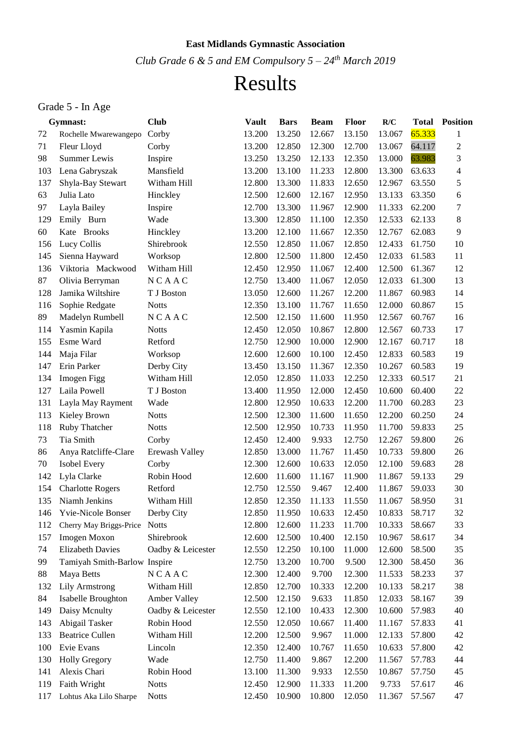**East Midlands Gymnastic Association**

*Club Grade 6 & 5 and EM Compulsory 5 – 24th March 2019*

# Results

## Grade 5 - In Age

| | Gymnast: | Club | Vault | Bars | Beam | Floor | R/C | Total | Position |
|---|---|---|---|---|---|---|---|---|---|
| 72 | Rochelle Mwarewangepo | Corby | 13.200 | 13.250 | 12.667 | 13.150 | 13.067 | 65.333 | 1 |
| 71 | Fleur Lloyd | Corby | 13.200 | 12.850 | 12.300 | 12.700 | 13.067 | 64.117 | 2 |
| 98 | Summer Lewis | Inspire | 13.250 | 13.250 | 12.133 | 12.350 | 13.000 | 63.983 | 3 |
| 103 | Lena Gabryszak | Mansfield | 13.200 | 13.100 | 11.233 | 12.800 | 13.300 | 63.633 | 4 |
| 137 | Shyla-Bay Stewart | Witham Hill | 12.800 | 13.300 | 11.833 | 12.650 | 12.967 | 63.550 | 5 |
| 63 | Julia Lato | Hinckley | 12.500 | 12.600 | 12.167 | 12.950 | 13.133 | 63.350 | 6 |
| 97 | Layla Bailey | Inspire | 12.700 | 13.300 | 11.967 | 12.900 | 11.333 | 62.200 | 7 |
| 129 | Emily Burn | Wade | 13.300 | 12.850 | 11.100 | 12.350 | 12.533 | 62.133 | 8 |
| 60 | Kate Brooks | Hinckley | 13.200 | 12.100 | 11.667 | 12.350 | 12.767 | 62.083 | 9 |
| 156 | Lucy Collis | Shirebrook | 12.550 | 12.850 | 11.067 | 12.850 | 12.433 | 61.750 | 10 |
| 145 | Sienna Hayward | Worksop | 12.800 | 12.500 | 11.800 | 12.450 | 12.033 | 61.583 | 11 |
| 136 | Viktoria Mackwood | Witham Hill | 12.450 | 12.950 | 11.067 | 12.400 | 12.500 | 61.367 | 12 |
| 87 | Olivia Berryman | N C A A C | 12.750 | 13.400 | 11.067 | 12.050 | 12.033 | 61.300 | 13 |
| 128 | Jamika Wiltshire | T J Boston | 13.050 | 12.600 | 11.267 | 12.200 | 11.867 | 60.983 | 14 |
| 116 | Sophie Redgate | Notts | 12.350 | 13.100 | 11.767 | 11.650 | 12.000 | 60.867 | 15 |
| 89 | Madelyn Rumbell | N C A A C | 12.500 | 12.150 | 11.600 | 11.950 | 12.567 | 60.767 | 16 |
| 114 | Yasmin Kapila | Notts | 12.450 | 12.050 | 10.867 | 12.800 | 12.567 | 60.733 | 17 |
| 155 | Esme Ward | Retford | 12.750 | 12.900 | 10.000 | 12.900 | 12.167 | 60.717 | 18 |
| 144 | Maja Filar | Worksop | 12.600 | 12.600 | 10.100 | 12.450 | 12.833 | 60.583 | 19 |
| 147 | Erin Parker | Derby City | 13.450 | 13.150 | 11.367 | 12.350 | 10.267 | 60.583 | 19 |
| 134 | Imogen Figg | Witham Hill | 12.050 | 12.850 | 11.033 | 12.250 | 12.333 | 60.517 | 21 |
| 127 | Laila Powell | T J Boston | 13.400 | 11.950 | 12.000 | 12.450 | 10.600 | 60.400 | 22 |
| 131 | Layla May Rayment | Wade | 12.800 | 12.950 | 10.633 | 12.200 | 11.700 | 60.283 | 23 |
| 113 | Kieley Brown | Notts | 12.500 | 12.300 | 11.600 | 11.650 | 12.200 | 60.250 | 24 |
| 118 | Ruby Thatcher | Notts | 12.500 | 12.950 | 10.733 | 11.950 | 11.700 | 59.833 | 25 |
| 73 | Tia Smith | Corby | 12.450 | 12.400 | 9.933 | 12.750 | 12.267 | 59.800 | 26 |
| 86 | Anya Ratcliffe-Clare | Erewash Valley | 12.850 | 13.000 | 11.767 | 11.450 | 10.733 | 59.800 | 26 |
| 70 | Isobel Every | Corby | 12.300 | 12.600 | 10.633 | 12.050 | 12.100 | 59.683 | 28 |
| 142 | Lyla Clarke | Robin Hood | 12.600 | 11.600 | 11.167 | 11.900 | 11.867 | 59.133 | 29 |
| 154 | Charlotte Rogers | Retford | 12.750 | 12.550 | 9.467 | 12.400 | 11.867 | 59.033 | 30 |
| 135 | Niamh Jenkins | Witham Hill | 12.850 | 12.350 | 11.133 | 11.550 | 11.067 | 58.950 | 31 |
| 146 | Yvie-Nicole Bonser | Derby City | 12.850 | 11.950 | 10.633 | 12.450 | 10.833 | 58.717 | 32 |
| 112 | Cherry May Briggs-Price | Notts | 12.800 | 12.600 | 11.233 | 11.700 | 10.333 | 58.667 | 33 |
| 157 | Imogen Moxon | Shirebrook | 12.600 | 12.500 | 10.400 | 12.150 | 10.967 | 58.617 | 34 |
| 74 | Elizabeth Davies | Oadby & Leicester | 12.550 | 12.250 | 10.100 | 11.000 | 12.600 | 58.500 | 35 |
| 99 | Tamiyah Smith-Barlow | Inspire | 12.750 | 13.200 | 10.700 | 9.500 | 12.300 | 58.450 | 36 |
| 88 | Maya Betts | N C A A C | 12.300 | 12.400 | 9.700 | 12.300 | 11.533 | 58.233 | 37 |
| 132 | Lily Armstrong | Witham Hill | 12.850 | 12.700 | 10.333 | 12.200 | 10.133 | 58.217 | 38 |
| 84 | Isabelle Broughton | Amber Valley | 12.500 | 12.150 | 9.633 | 11.850 | 12.033 | 58.167 | 39 |
| 149 | Daisy Mcnulty | Oadby & Leicester | 12.550 | 12.100 | 10.433 | 12.300 | 10.600 | 57.983 | 40 |
| 143 | Abigail Tasker | Robin Hood | 12.550 | 12.050 | 10.667 | 11.400 | 11.167 | 57.833 | 41 |
| 133 | Beatrice Cullen | Witham Hill | 12.200 | 12.500 | 9.967 | 11.000 | 12.133 | 57.800 | 42 |
| 100 | Evie Evans | Lincoln | 12.350 | 12.400 | 10.767 | 11.650 | 10.633 | 57.800 | 42 |
| 130 | Holly Gregory | Wade | 12.750 | 11.400 | 9.867 | 12.200 | 11.567 | 57.783 | 44 |
| 141 | Alexis Chari | Robin Hood | 13.100 | 11.300 | 9.933 | 12.550 | 10.867 | 57.750 | 45 |
| 119 | Faith Wright | Notts | 12.450 | 12.900 | 11.333 | 11.200 | 9.733 | 57.617 | 46 |
| 117 | Lohtus Aka Lilo Sharpe | Notts | 12.450 | 10.900 | 10.800 | 12.050 | 11.367 | 57.567 | 47 |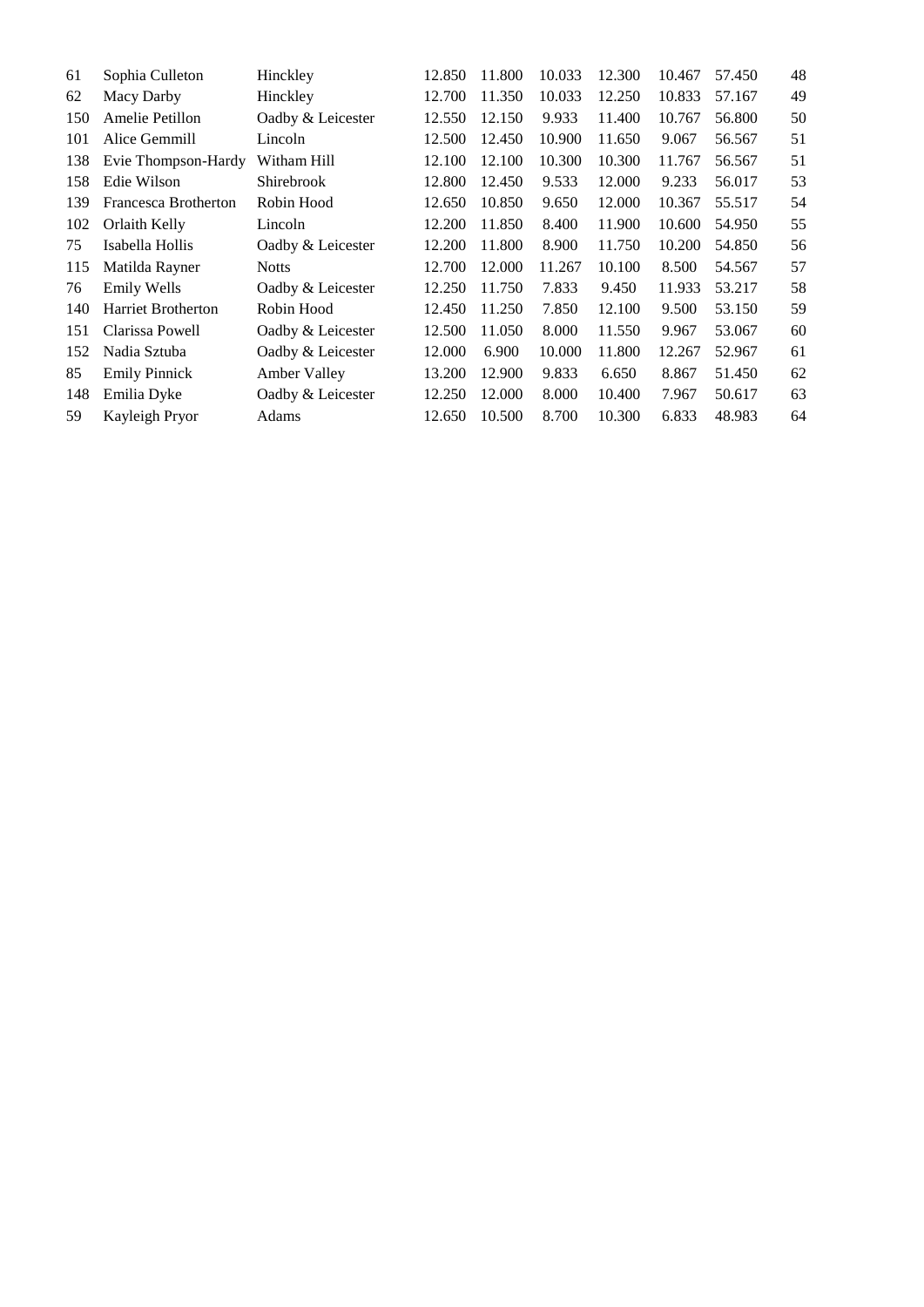| | | | | | | | | | | |
|---|---|---|---|---|---|---|---|---|---|---|
| 61 | Sophia Culleton | Hinckley | 12.850 | 11.800 | 10.033 | 12.300 | 10.467 | 57.450 | 48 |
| 62 | Macy Darby | Hinckley | 12.700 | 11.350 | 10.033 | 12.250 | 10.833 | 57.167 | 49 |
| 150 | Amelie Petillon | Oadby & Leicester | 12.550 | 12.150 | 9.933 | 11.400 | 10.767 | 56.800 | 50 |
| 101 | Alice Gemmill | Lincoln | 12.500 | 12.450 | 10.900 | 11.650 | 9.067 | 56.567 | 51 |
| 138 | Evie Thompson-Hardy | Witham Hill | 12.100 | 12.100 | 10.300 | 10.300 | 11.767 | 56.567 | 51 |
| 158 | Edie Wilson | Shirebrook | 12.800 | 12.450 | 9.533 | 12.000 | 9.233 | 56.017 | 53 |
| 139 | Francesca Brotherton | Robin Hood | 12.650 | 10.850 | 9.650 | 12.000 | 10.367 | 55.517 | 54 |
| 102 | Orlaith Kelly | Lincoln | 12.200 | 11.850 | 8.400 | 11.900 | 10.600 | 54.950 | 55 |
| 75 | Isabella Hollis | Oadby & Leicester | 12.200 | 11.800 | 8.900 | 11.750 | 10.200 | 54.850 | 56 |
| 115 | Matilda Rayner | Notts | 12.700 | 12.000 | 11.267 | 10.100 | 8.500 | 54.567 | 57 |
| 76 | Emily Wells | Oadby & Leicester | 12.250 | 11.750 | 7.833 | 9.450 | 11.933 | 53.217 | 58 |
| 140 | Harriet Brotherton | Robin Hood | 12.450 | 11.250 | 7.850 | 12.100 | 9.500 | 53.150 | 59 |
| 151 | Clarissa Powell | Oadby & Leicester | 12.500 | 11.050 | 8.000 | 11.550 | 9.967 | 53.067 | 60 |
| 152 | Nadia Sztuba | Oadby & Leicester | 12.000 | 6.900 | 10.000 | 11.800 | 12.267 | 52.967 | 61 |
| 85 | Emily Pinnick | Amber Valley | 13.200 | 12.900 | 9.833 | 6.650 | 8.867 | 51.450 | 62 |
| 148 | Emilia Dyke | Oadby & Leicester | 12.250 | 12.000 | 8.000 | 10.400 | 7.967 | 50.617 | 63 |
| 59 | Kayleigh Pryor | Adams | 12.650 | 10.500 | 8.700 | 10.300 | 6.833 | 48.983 | 64 |